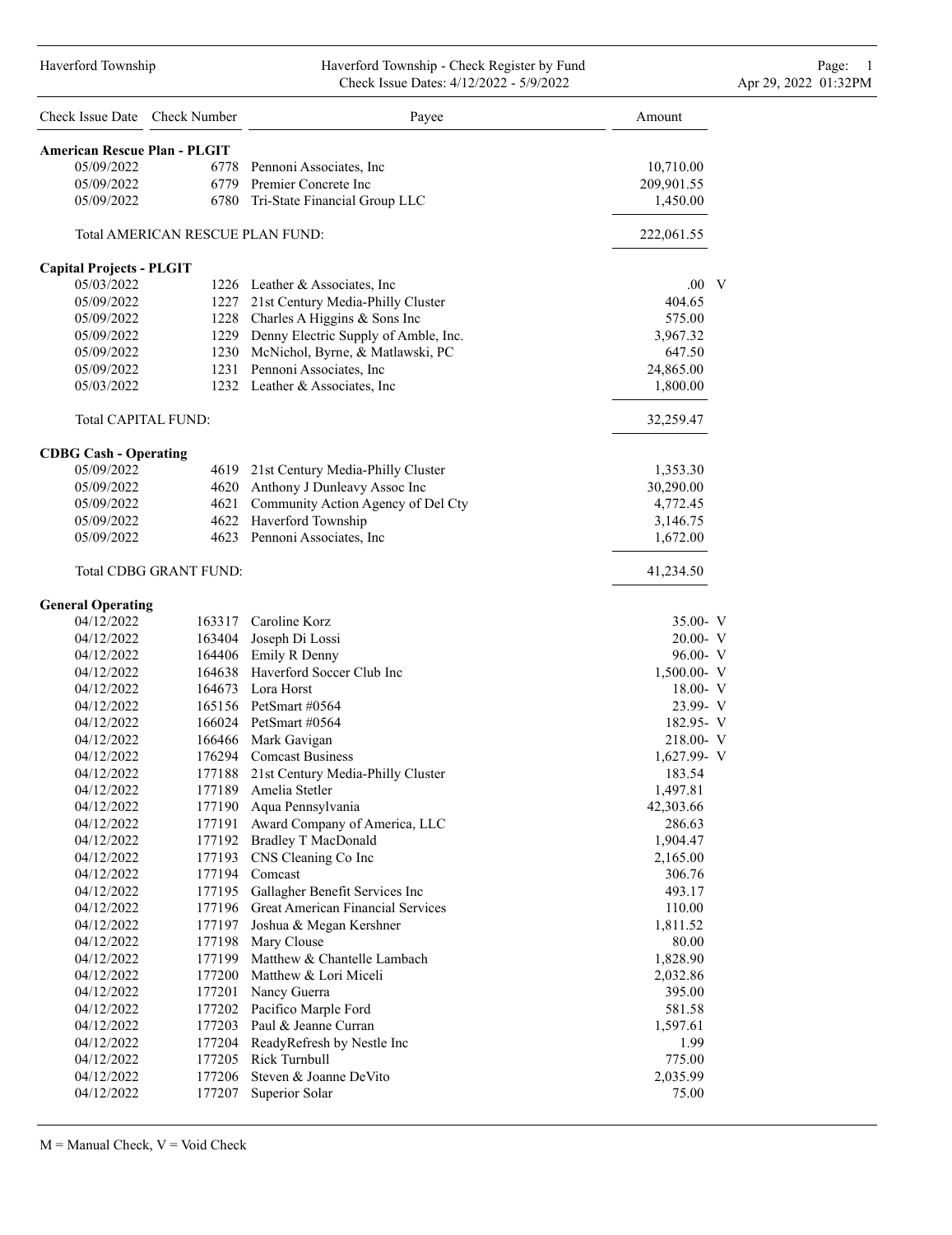Haverford Township - Check Register by Fund
Check Issue Dates: 4/12/2022 - 5/9/2022

Apr 29, 2022 01:32PM

| Check Issue Date | Check Number | Payee | Amount | |
|---|---|---|---|---|
| **American Rescue Plan - PLGIT** | | | | |
| 05/09/2022 | 6778 | Pennoni Associates, Inc | 10,710.00 | |
| 05/09/2022 | 6779 | Premier Concrete Inc | 209,901.55 | |
| 05/09/2022 | 6780 | Tri-State Financial Group LLC | 1,450.00 | |
| Total AMERICAN RESCUE PLAN FUND: | | | 222,061.55 | |
| **Capital Projects - PLGIT** | | | | |
| 05/03/2022 | 1226 | Leather & Associates, Inc | .00 | V |
| 05/09/2022 | 1227 | 21st Century Media-Philly Cluster | 404.65 | |
| 05/09/2022 | 1228 | Charles A Higgins & Sons Inc | 575.00 | |
| 05/09/2022 | 1229 | Denny Electric Supply of Amble, Inc. | 3,967.32 | |
| 05/09/2022 | 1230 | McNichol, Byrne, & Matlawski, PC | 647.50 | |
| 05/09/2022 | 1231 | Pennoni Associates, Inc | 24,865.00 | |
| 05/03/2022 | 1232 | Leather & Associates, Inc | 1,800.00 | |
| Total CAPITAL FUND: | | | 32,259.47 | |
| **CDBG Cash - Operating** | | | | |
| 05/09/2022 | 4619 | 21st Century Media-Philly Cluster | 1,353.30 | |
| 05/09/2022 | 4620 | Anthony J Dunleavy Assoc Inc | 30,290.00 | |
| 05/09/2022 | 4621 | Community Action Agency of Del Cty | 4,772.45 | |
| 05/09/2022 | 4622 | Haverford Township | 3,146.75 | |
| 05/09/2022 | 4623 | Pennoni Associates, Inc | 1,672.00 | |
| Total CDBG GRANT FUND: | | | 41,234.50 | |
| **General Operating** | | | | |
| 04/12/2022 | 163317 | Caroline Korz | 35.00- | V |
| 04/12/2022 | 163404 | Joseph Di Lossi | 20.00- | V |
| 04/12/2022 | 164406 | Emily R Denny | 96.00- | V |
| 04/12/2022 | 164638 | Haverford Soccer Club Inc | 1,500.00- | V |
| 04/12/2022 | 164673 | Lora Horst | 18.00- | V |
| 04/12/2022 | 165156 | PetSmart #0564 | 23.99- | V |
| 04/12/2022 | 166024 | PetSmart #0564 | 182.95- | V |
| 04/12/2022 | 166466 | Mark Gavigan | 218.00- | V |
| 04/12/2022 | 176294 | Comcast Business | 1,627.99- | V |
| 04/12/2022 | 177188 | 21st Century Media-Philly Cluster | 183.54 | |
| 04/12/2022 | 177189 | Amelia Stetler | 1,497.81 | |
| 04/12/2022 | 177190 | Aqua Pennsylvania | 42,303.66 | |
| 04/12/2022 | 177191 | Award Company of America, LLC | 286.63 | |
| 04/12/2022 | 177192 | Bradley T MacDonald | 1,904.47 | |
| 04/12/2022 | 177193 | CNS Cleaning Co Inc | 2,165.00 | |
| 04/12/2022 | 177194 | Comcast | 306.76 | |
| 04/12/2022 | 177195 | Gallagher Benefit Services Inc | 493.17 | |
| 04/12/2022 | 177196 | Great American Financial Services | 110.00 | |
| 04/12/2022 | 177197 | Joshua & Megan Kershner | 1,811.52 | |
| 04/12/2022 | 177198 | Mary Clouse | 80.00 | |
| 04/12/2022 | 177199 | Matthew & Chantelle Lambach | 1,828.90 | |
| 04/12/2022 | 177200 | Matthew & Lori Miceli | 2,032.86 | |
| 04/12/2022 | 177201 | Nancy Guerra | 395.00 | |
| 04/12/2022 | 177202 | Pacifico Marple Ford | 581.58 | |
| 04/12/2022 | 177203 | Paul & Jeanne Curran | 1,597.61 | |
| 04/12/2022 | 177204 | ReadyRefresh by Nestle Inc | 1.99 | |
| 04/12/2022 | 177205 | Rick Turnbull | 775.00 | |
| 04/12/2022 | 177206 | Steven & Joanne DeVito | 2,035.99 | |
| 04/12/2022 | 177207 | Superior Solar | 75.00 | |

M = Manual Check, V = Void Check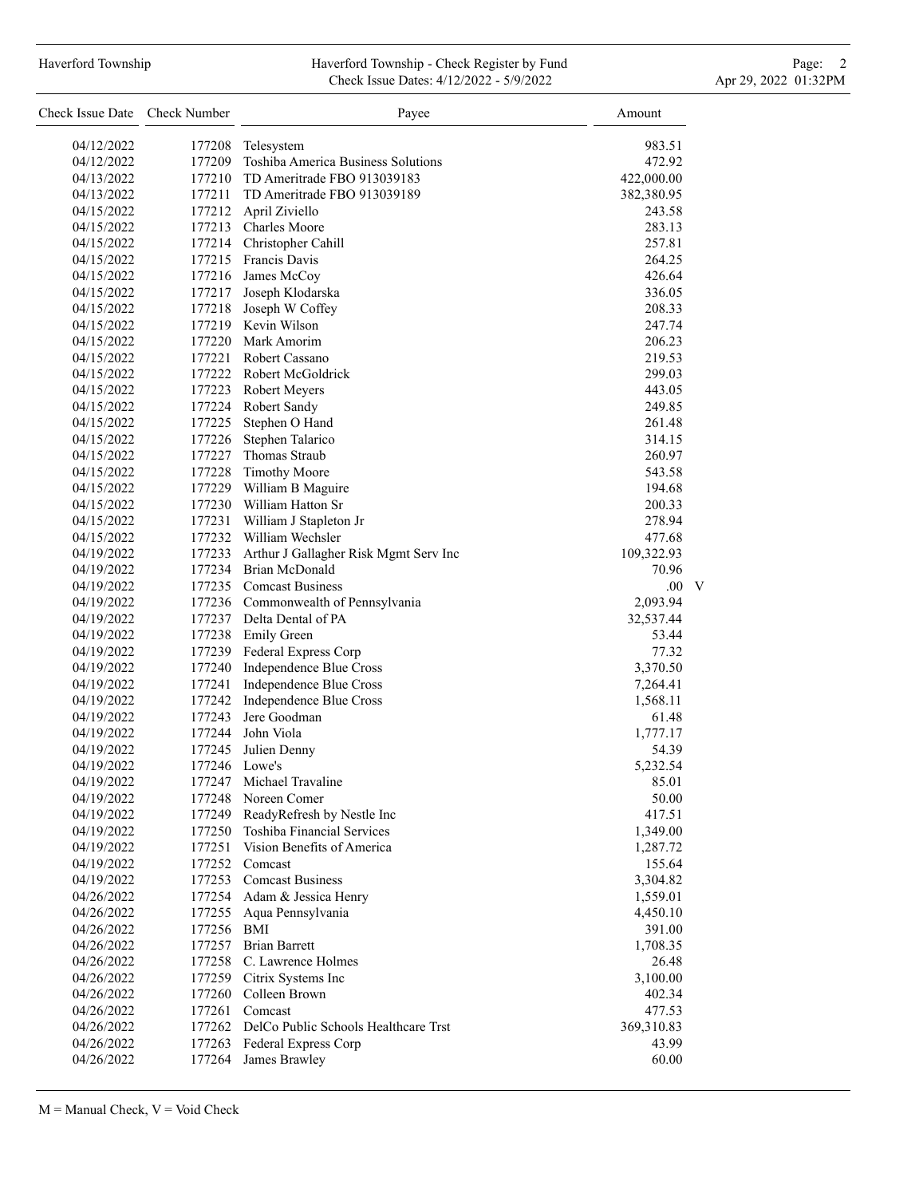| Check Issue Date | Check Number | Payee | Amount | |
|---|---|---|---|---|
| 04/12/2022 | 177208 | Telesystem | 983.51 | |
| 04/12/2022 | 177209 | Toshiba America Business Solutions | 472.92 | |
| 04/13/2022 | 177210 | TD Ameritrade FBO 913039183 | 422,000.00 | |
| 04/13/2022 | 177211 | TD Ameritrade FBO 913039189 | 382,380.95 | |
| 04/15/2022 | 177212 | April Ziviello | 243.58 | |
| 04/15/2022 | 177213 | Charles Moore | 283.13 | |
| 04/15/2022 | 177214 | Christopher Cahill | 257.81 | |
| 04/15/2022 | 177215 | Francis Davis | 264.25 | |
| 04/15/2022 | 177216 | James McCoy | 426.64 | |
| 04/15/2022 | 177217 | Joseph Klodarska | 336.05 | |
| 04/15/2022 | 177218 | Joseph W Coffey | 208.33 | |
| 04/15/2022 | 177219 | Kevin Wilson | 247.74 | |
| 04/15/2022 | 177220 | Mark Amorim | 206.23 | |
| 04/15/2022 | 177221 | Robert Cassano | 219.53 | |
| 04/15/2022 | 177222 | Robert McGoldrick | 299.03 | |
| 04/15/2022 | 177223 | Robert Meyers | 443.05 | |
| 04/15/2022 | 177224 | Robert Sandy | 249.85 | |
| 04/15/2022 | 177225 | Stephen O Hand | 261.48 | |
| 04/15/2022 | 177226 | Stephen Talarico | 314.15 | |
| 04/15/2022 | 177227 | Thomas Straub | 260.97 | |
| 04/15/2022 | 177228 | Timothy Moore | 543.58 | |
| 04/15/2022 | 177229 | William B Maguire | 194.68 | |
| 04/15/2022 | 177230 | William Hatton Sr | 200.33 | |
| 04/15/2022 | 177231 | William J Stapleton Jr | 278.94 | |
| 04/15/2022 | 177232 | William Wechsler | 477.68 | |
| 04/19/2022 | 177233 | Arthur J Gallagher Risk Mgmt Serv Inc | 109,322.93 | |
| 04/19/2022 | 177234 | Brian McDonald | 70.96 | |
| 04/19/2022 | 177235 | Comcast Business | .00 | V |
| 04/19/2022 | 177236 | Commonwealth of Pennsylvania | 2,093.94 | |
| 04/19/2022 | 177237 | Delta Dental of PA | 32,537.44 | |
| 04/19/2022 | 177238 | Emily Green | 53.44 | |
| 04/19/2022 | 177239 | Federal Express Corp | 77.32 | |
| 04/19/2022 | 177240 | Independence Blue Cross | 3,370.50 | |
| 04/19/2022 | 177241 | Independence Blue Cross | 7,264.41 | |
| 04/19/2022 | 177242 | Independence Blue Cross | 1,568.11 | |
| 04/19/2022 | 177243 | Jere Goodman | 61.48 | |
| 04/19/2022 | 177244 | John Viola | 1,777.17 | |
| 04/19/2022 | 177245 | Julien Denny | 54.39 | |
| 04/19/2022 | 177246 | Lowe's | 5,232.54 | |
| 04/19/2022 | 177247 | Michael Travaline | 85.01 | |
| 04/19/2022 | 177248 | Noreen Comer | 50.00 | |
| 04/19/2022 | 177249 | ReadyRefresh by Nestle Inc | 417.51 | |
| 04/19/2022 | 177250 | Toshiba Financial Services | 1,349.00 | |
| 04/19/2022 | 177251 | Vision Benefits of America | 1,287.72 | |
| 04/19/2022 | 177252 | Comcast | 155.64 | |
| 04/19/2022 | 177253 | Comcast Business | 3,304.82 | |
| 04/26/2022 | 177254 | Adam & Jessica Henry | 1,559.01 | |
| 04/26/2022 | 177255 | Aqua Pennsylvania | 4,450.10 | |
| 04/26/2022 | 177256 | BMI | 391.00 | |
| 04/26/2022 | 177257 | Brian Barrett | 1,708.35 | |
| 04/26/2022 | 177258 | C. Lawrence Holmes | 26.48 | |
| 04/26/2022 | 177259 | Citrix Systems Inc | 3,100.00 | |
| 04/26/2022 | 177260 | Colleen Brown | 402.34 | |
| 04/26/2022 | 177261 | Comcast | 477.53 | |
| 04/26/2022 | 177262 | DelCo Public Schools Healthcare Trst | 369,310.83 | |
| 04/26/2022 | 177263 | Federal Express Corp | 43.99 | |
| 04/26/2022 | 177264 | James Brawley | 60.00 | |

M = Manual Check, V = Void Check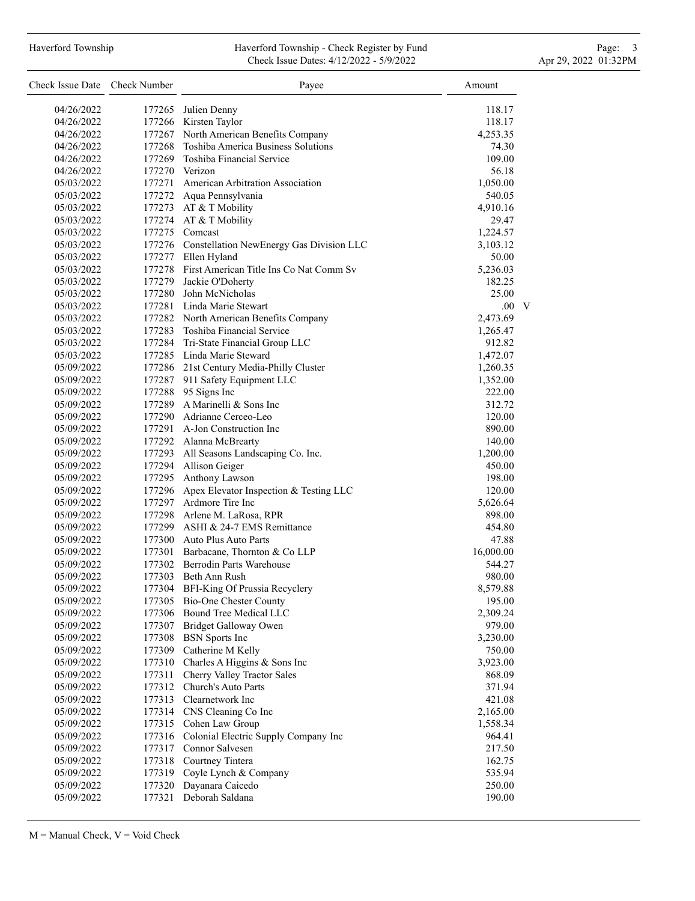| Check Issue Date | Check Number | Payee | Amount | |
|---|---|---|---|---|
| 04/26/2022 | 177265 | Julien Denny | 118.17 | |
| 04/26/2022 | 177266 | Kirsten Taylor | 118.17 | |
| 04/26/2022 | 177267 | North American Benefits Company | 4,253.35 | |
| 04/26/2022 | 177268 | Toshiba America Business Solutions | 74.30 | |
| 04/26/2022 | 177269 | Toshiba Financial Service | 109.00 | |
| 04/26/2022 | 177270 | Verizon | 56.18 | |
| 05/03/2022 | 177271 | American Arbitration Association | 1,050.00 | |
| 05/03/2022 | 177272 | Aqua Pennsylvania | 540.05 | |
| 05/03/2022 | 177273 | AT & T Mobility | 4,910.16 | |
| 05/03/2022 | 177274 | AT & T Mobility | 29.47 | |
| 05/03/2022 | 177275 | Comcast | 1,224.57 | |
| 05/03/2022 | 177276 | Constellation NewEnergy Gas Division LLC | 3,103.12 | |
| 05/03/2022 | 177277 | Ellen Hyland | 50.00 | |
| 05/03/2022 | 177278 | First American Title Ins Co Nat Comm Sv | 5,236.03 | |
| 05/03/2022 | 177279 | Jackie O'Doherty | 182.25 | |
| 05/03/2022 | 177280 | John McNicholas | 25.00 | |
| 05/03/2022 | 177281 | Linda Marie Stewart | .00 | V |
| 05/03/2022 | 177282 | North American Benefits Company | 2,473.69 | |
| 05/03/2022 | 177283 | Toshiba Financial Service | 1,265.47 | |
| 05/03/2022 | 177284 | Tri-State Financial Group LLC | 912.82 | |
| 05/03/2022 | 177285 | Linda Marie Steward | 1,472.07 | |
| 05/09/2022 | 177286 | 21st Century Media-Philly Cluster | 1,260.35 | |
| 05/09/2022 | 177287 | 911 Safety Equipment LLC | 1,352.00 | |
| 05/09/2022 | 177288 | 95 Signs Inc | 222.00 | |
| 05/09/2022 | 177289 | A Marinelli & Sons Inc | 312.72 | |
| 05/09/2022 | 177290 | Adrianne Cerceo-Leo | 120.00 | |
| 05/09/2022 | 177291 | A-Jon Construction Inc | 890.00 | |
| 05/09/2022 | 177292 | Alanna McBrearty | 140.00 | |
| 05/09/2022 | 177293 | All Seasons Landscaping Co. Inc. | 1,200.00 | |
| 05/09/2022 | 177294 | Allison Geiger | 450.00 | |
| 05/09/2022 | 177295 | Anthony Lawson | 198.00 | |
| 05/09/2022 | 177296 | Apex Elevator Inspection & Testing LLC | 120.00 | |
| 05/09/2022 | 177297 | Ardmore Tire Inc | 5,626.64 | |
| 05/09/2022 | 177298 | Arlene M. LaRosa, RPR | 898.00 | |
| 05/09/2022 | 177299 | ASHI & 24-7 EMS Remittance | 454.80 | |
| 05/09/2022 | 177300 | Auto Plus Auto Parts | 47.88 | |
| 05/09/2022 | 177301 | Barbacane, Thornton & Co LLP | 16,000.00 | |
| 05/09/2022 | 177302 | Berrodin Parts Warehouse | 544.27 | |
| 05/09/2022 | 177303 | Beth Ann Rush | 980.00 | |
| 05/09/2022 | 177304 | BFI-King Of Prussia Recyclery | 8,579.88 | |
| 05/09/2022 | 177305 | Bio-One Chester County | 195.00 | |
| 05/09/2022 | 177306 | Bound Tree Medical LLC | 2,309.24 | |
| 05/09/2022 | 177307 | Bridget Galloway Owen | 979.00 | |
| 05/09/2022 | 177308 | BSN Sports Inc | 3,230.00 | |
| 05/09/2022 | 177309 | Catherine M Kelly | 750.00 | |
| 05/09/2022 | 177310 | Charles A Higgins & Sons Inc | 3,923.00 | |
| 05/09/2022 | 177311 | Cherry Valley Tractor Sales | 868.09 | |
| 05/09/2022 | 177312 | Church's Auto Parts | 371.94 | |
| 05/09/2022 | 177313 | Clearnetwork Inc | 421.08 | |
| 05/09/2022 | 177314 | CNS Cleaning Co Inc | 2,165.00 | |
| 05/09/2022 | 177315 | Cohen Law Group | 1,558.34 | |
| 05/09/2022 | 177316 | Colonial Electric Supply Company Inc | 964.41 | |
| 05/09/2022 | 177317 | Connor Salvesen | 217.50 | |
| 05/09/2022 | 177318 | Courtney Tintera | 162.75 | |
| 05/09/2022 | 177319 | Coyle Lynch & Company | 535.94 | |
| 05/09/2022 | 177320 | Dayanara Caicedo | 250.00 | |
| 05/09/2022 | 177321 | Deborah Saldana | 190.00 | |

M = Manual Check, V = Void Check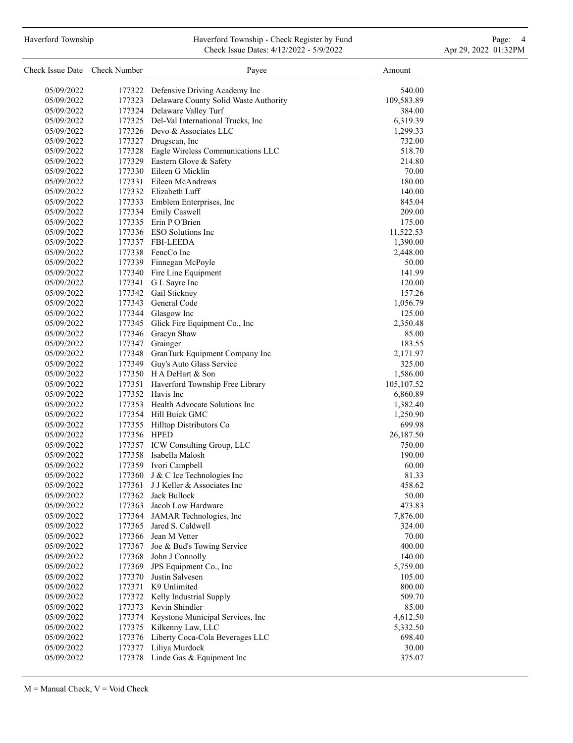| Check Issue Date | Check Number | Payee | Amount |
|---|---|---|---|
| 05/09/2022 | 177322 | Defensive Driving Academy Inc | 540.00 |
| 05/09/2022 | 177323 | Delaware County Solid Waste Authority | 109,583.89 |
| 05/09/2022 | 177324 | Delaware Valley Turf | 384.00 |
| 05/09/2022 | 177325 | Del-Val International Trucks, Inc | 6,319.39 |
| 05/09/2022 | 177326 | Devo & Associates LLC | 1,299.33 |
| 05/09/2022 | 177327 | Drugscan, Inc | 732.00 |
| 05/09/2022 | 177328 | Eagle Wireless Communications LLC | 518.70 |
| 05/09/2022 | 177329 | Eastern Glove & Safety | 214.80 |
| 05/09/2022 | 177330 | Eileen G Micklin | 70.00 |
| 05/09/2022 | 177331 | Eileen McAndrews | 180.00 |
| 05/09/2022 | 177332 | Elizabeth Luff | 140.00 |
| 05/09/2022 | 177333 | Emblem Enterprises, Inc | 845.04 |
| 05/09/2022 | 177334 | Emily Caswell | 209.00 |
| 05/09/2022 | 177335 | Erin P O'Brien | 175.00 |
| 05/09/2022 | 177336 | ESO Solutions Inc | 11,522.53 |
| 05/09/2022 | 177337 | FBI-LEEDA | 1,390.00 |
| 05/09/2022 | 177338 | FencCo Inc | 2,448.00 |
| 05/09/2022 | 177339 | Finnegan McPoyle | 50.00 |
| 05/09/2022 | 177340 | Fire Line Equipment | 141.99 |
| 05/09/2022 | 177341 | G L Sayre Inc | 120.00 |
| 05/09/2022 | 177342 | Gail Stickney | 157.26 |
| 05/09/2022 | 177343 | General Code | 1,056.79 |
| 05/09/2022 | 177344 | Glasgow Inc | 125.00 |
| 05/09/2022 | 177345 | Glick Fire Equipment Co., Inc | 2,350.48 |
| 05/09/2022 | 177346 | Gracyn Shaw | 85.00 |
| 05/09/2022 | 177347 | Grainger | 183.55 |
| 05/09/2022 | 177348 | GranTurk Equipment Company Inc | 2,171.97 |
| 05/09/2022 | 177349 | Guy's Auto Glass Service | 325.00 |
| 05/09/2022 | 177350 | H A DeHart & Son | 1,586.00 |
| 05/09/2022 | 177351 | Haverford Township Free Library | 105,107.52 |
| 05/09/2022 | 177352 | Havis Inc | 6,860.89 |
| 05/09/2022 | 177353 | Health Advocate Solutions Inc | 1,382.40 |
| 05/09/2022 | 177354 | Hill Buick GMC | 1,250.90 |
| 05/09/2022 | 177355 | Hilltop Distributors Co | 699.98 |
| 05/09/2022 | 177356 | HPED | 26,187.50 |
| 05/09/2022 | 177357 | ICW Consulting Group, LLC | 750.00 |
| 05/09/2022 | 177358 | Isabella Malosh | 190.00 |
| 05/09/2022 | 177359 | Ivori Campbell | 60.00 |
| 05/09/2022 | 177360 | J & C Ice Technologies Inc | 81.33 |
| 05/09/2022 | 177361 | J J Keller & Associates Inc | 458.62 |
| 05/09/2022 | 177362 | Jack Bullock | 50.00 |
| 05/09/2022 | 177363 | Jacob Low Hardware | 473.83 |
| 05/09/2022 | 177364 | JAMAR Technologies, Inc | 7,876.00 |
| 05/09/2022 | 177365 | Jared S. Caldwell | 324.00 |
| 05/09/2022 | 177366 | Jean M Vetter | 70.00 |
| 05/09/2022 | 177367 | Joe & Bud's Towing Service | 400.00 |
| 05/09/2022 | 177368 | John J Connolly | 140.00 |
| 05/09/2022 | 177369 | JPS Equipment Co., Inc | 5,759.00 |
| 05/09/2022 | 177370 | Justin Salvesen | 105.00 |
| 05/09/2022 | 177371 | K9 Unlimited | 800.00 |
| 05/09/2022 | 177372 | Kelly Industrial Supply | 509.70 |
| 05/09/2022 | 177373 | Kevin Shindler | 85.00 |
| 05/09/2022 | 177374 | Keystone Municipal Services, Inc | 4,612.50 |
| 05/09/2022 | 177375 | Kilkenny Law, LLC | 5,332.50 |
| 05/09/2022 | 177376 | Liberty Coca-Cola Beverages LLC | 698.40 |
| 05/09/2022 | 177377 | Liliya Murdock | 30.00 |
| 05/09/2022 | 177378 | Linde Gas & Equipment Inc | 375.07 |

M = Manual Check, V = Void Check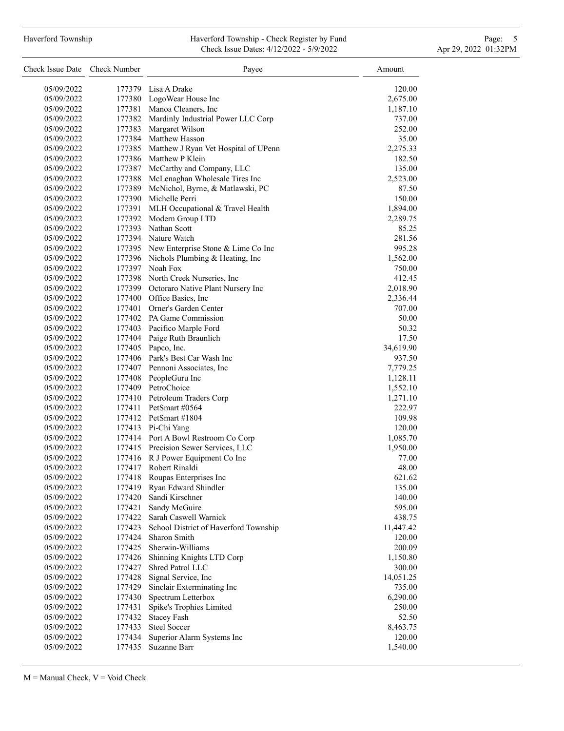| Check Issue Date | Check Number | Payee | Amount |
|---|---|---|---|
| 05/09/2022 | 177379 | Lisa A Drake | 120.00 |
| 05/09/2022 | 177380 | LogoWear House Inc | 2,675.00 |
| 05/09/2022 | 177381 | Manoa Cleaners, Inc | 1,187.10 |
| 05/09/2022 | 177382 | Mardinly Industrial Power LLC Corp | 737.00 |
| 05/09/2022 | 177383 | Margaret Wilson | 252.00 |
| 05/09/2022 | 177384 | Matthew Hasson | 35.00 |
| 05/09/2022 | 177385 | Matthew J Ryan Vet Hospital of UPenn | 2,275.33 |
| 05/09/2022 | 177386 | Matthew P Klein | 182.50 |
| 05/09/2022 | 177387 | McCarthy and Company, LLC | 135.00 |
| 05/09/2022 | 177388 | McLenaghan Wholesale Tires Inc | 2,523.00 |
| 05/09/2022 | 177389 | McNichol, Byrne, & Matlawski, PC | 87.50 |
| 05/09/2022 | 177390 | Michelle Perri | 150.00 |
| 05/09/2022 | 177391 | MLH Occupational & Travel Health | 1,894.00 |
| 05/09/2022 | 177392 | Modern Group LTD | 2,289.75 |
| 05/09/2022 | 177393 | Nathan Scott | 85.25 |
| 05/09/2022 | 177394 | Nature Watch | 281.56 |
| 05/09/2022 | 177395 | New Enterprise Stone & Lime Co Inc | 995.28 |
| 05/09/2022 | 177396 | Nichols Plumbing & Heating, Inc | 1,562.00 |
| 05/09/2022 | 177397 | Noah Fox | 750.00 |
| 05/09/2022 | 177398 | North Creek Nurseries, Inc | 412.45 |
| 05/09/2022 | 177399 | Octoraro Native Plant Nursery Inc | 2,018.90 |
| 05/09/2022 | 177400 | Office Basics, Inc | 2,336.44 |
| 05/09/2022 | 177401 | Orner's Garden Center | 707.00 |
| 05/09/2022 | 177402 | PA Game Commission | 50.00 |
| 05/09/2022 | 177403 | Pacifico Marple Ford | 50.32 |
| 05/09/2022 | 177404 | Paige Ruth Braunlich | 17.50 |
| 05/09/2022 | 177405 | Papco, Inc. | 34,619.90 |
| 05/09/2022 | 177406 | Park's Best Car Wash Inc | 937.50 |
| 05/09/2022 | 177407 | Pennoni Associates, Inc | 7,779.25 |
| 05/09/2022 | 177408 | PeopleGuru Inc | 1,128.11 |
| 05/09/2022 | 177409 | PetroChoice | 1,552.10 |
| 05/09/2022 | 177410 | Petroleum Traders Corp | 1,271.10 |
| 05/09/2022 | 177411 | PetSmart #0564 | 222.97 |
| 05/09/2022 | 177412 | PetSmart #1804 | 109.98 |
| 05/09/2022 | 177413 | Pi-Chi Yang | 120.00 |
| 05/09/2022 | 177414 | Port A Bowl Restroom Co Corp | 1,085.70 |
| 05/09/2022 | 177415 | Precision Sewer Services, LLC | 1,950.00 |
| 05/09/2022 | 177416 | R J Power Equipment Co Inc | 77.00 |
| 05/09/2022 | 177417 | Robert Rinaldi | 48.00 |
| 05/09/2022 | 177418 | Roupas Enterprises Inc | 621.62 |
| 05/09/2022 | 177419 | Ryan Edward Shindler | 135.00 |
| 05/09/2022 | 177420 | Sandi Kirschner | 140.00 |
| 05/09/2022 | 177421 | Sandy McGuire | 595.00 |
| 05/09/2022 | 177422 | Sarah Caswell Warnick | 438.75 |
| 05/09/2022 | 177423 | School District of Haverford Township | 11,447.42 |
| 05/09/2022 | 177424 | Sharon Smith | 120.00 |
| 05/09/2022 | 177425 | Sherwin-Williams | 200.09 |
| 05/09/2022 | 177426 | Shinning Knights LTD Corp | 1,150.80 |
| 05/09/2022 | 177427 | Shred Patrol LLC | 300.00 |
| 05/09/2022 | 177428 | Signal Service, Inc | 14,051.25 |
| 05/09/2022 | 177429 | Sinclair Exterminating Inc | 735.00 |
| 05/09/2022 | 177430 | Spectrum Letterbox | 6,290.00 |
| 05/09/2022 | 177431 | Spike's Trophies Limited | 250.00 |
| 05/09/2022 | 177432 | Stacey Fash | 52.50 |
| 05/09/2022 | 177433 | Steel Soccer | 8,463.75 |
| 05/09/2022 | 177434 | Superior Alarm Systems Inc | 120.00 |
| 05/09/2022 | 177435 | Suzanne Barr | 1,540.00 |

M = Manual Check, V = Void Check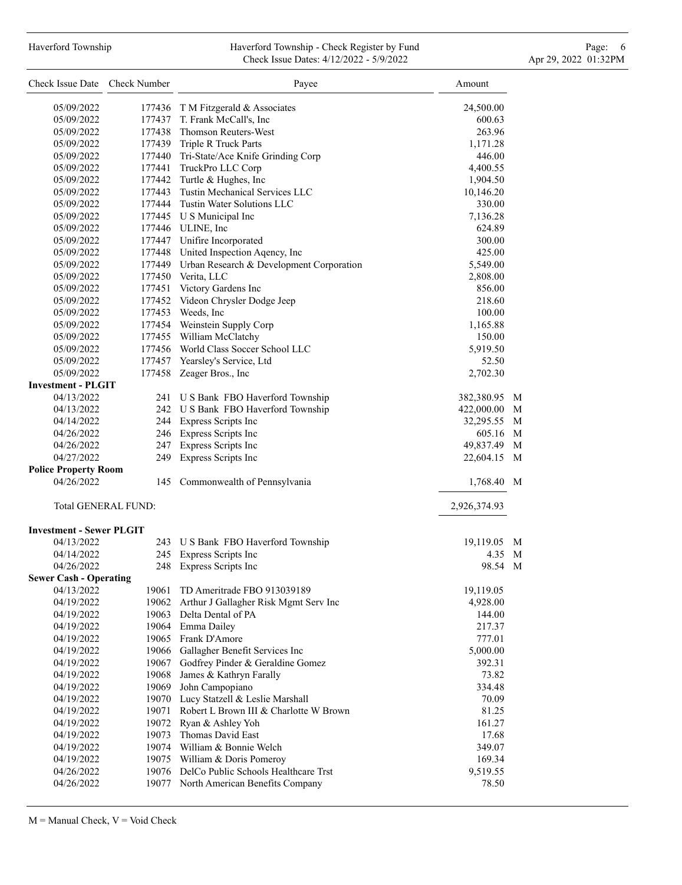| Check Issue Date | Check Number | Payee | Amount | |
|---|---|---|---|---|
| 05/09/2022 | 177436 | T M Fitzgerald & Associates | 24,500.00 | |
| 05/09/2022 | 177437 | T. Frank McCall's, Inc | 600.63 | |
| 05/09/2022 | 177438 | Thomson Reuters-West | 263.96 | |
| 05/09/2022 | 177439 | Triple R Truck Parts | 1,171.28 | |
| 05/09/2022 | 177440 | Tri-State/Ace Knife Grinding Corp | 446.00 | |
| 05/09/2022 | 177441 | TruckPro LLC Corp | 4,400.55 | |
| 05/09/2022 | 177442 | Turtle & Hughes, Inc | 1,904.50 | |
| 05/09/2022 | 177443 | Tustin Mechanical Services LLC | 10,146.20 | |
| 05/09/2022 | 177444 | Tustin Water Solutions LLC | 330.00 | |
| 05/09/2022 | 177445 | U S Municipal Inc | 7,136.28 | |
| 05/09/2022 | 177446 | ULINE, Inc | 624.89 | |
| 05/09/2022 | 177447 | Unifire Incorporated | 300.00 | |
| 05/09/2022 | 177448 | United Inspection Aqency, Inc | 425.00 | |
| 05/09/2022 | 177449 | Urban Research & Development Corporation | 5,549.00 | |
| 05/09/2022 | 177450 | Verita, LLC | 2,808.00 | |
| 05/09/2022 | 177451 | Victory Gardens Inc | 856.00 | |
| 05/09/2022 | 177452 | Videon Chrysler Dodge Jeep | 218.60 | |
| 05/09/2022 | 177453 | Weeds, Inc | 100.00 | |
| 05/09/2022 | 177454 | Weinstein Supply Corp | 1,165.88 | |
| 05/09/2022 | 177455 | William McClatchy | 150.00 | |
| 05/09/2022 | 177456 | World Class Soccer School LLC | 5,919.50 | |
| 05/09/2022 | 177457 | Yearsley's Service, Ltd | 52.50 | |
| 05/09/2022 | 177458 | Zeager Bros., Inc | 2,702.30 | |
| **Investment - PLGIT** | | | | |
| 04/13/2022 | 241 | U S Bank FBO Haverford Township | 382,380.95 | M |
| 04/13/2022 | 242 | U S Bank FBO Haverford Township | 422,000.00 | M |
| 04/14/2022 | 244 | Express Scripts Inc | 32,295.55 | M |
| 04/26/2022 | 246 | Express Scripts Inc | 605.16 | M |
| 04/26/2022 | 247 | Express Scripts Inc | 49,837.49 | M |
| 04/27/2022 | 249 | Express Scripts Inc | 22,604.15 | M |
| **Police Property Room** | | | | |
| 04/26/2022 | 145 | Commonwealth of Pennsylvania | 1,768.40 | M |
| Total GENERAL FUND: | | | 2,926,374.93 | |
| **Investment - Sewer PLGIT** | | | | |
| 04/13/2022 | 243 | U S Bank FBO Haverford Township | 19,119.05 | M |
| 04/14/2022 | 245 | Express Scripts Inc | 4.35 | M |
| 04/26/2022 | 248 | Express Scripts Inc | 98.54 | M |
| **Sewer Cash - Operating** | | | | |
| 04/13/2022 | 19061 | TD Ameritrade FBO 913039189 | 19,119.05 | |
| 04/19/2022 | 19062 | Arthur J Gallagher Risk Mgmt Serv Inc | 4,928.00 | |
| 04/19/2022 | 19063 | Delta Dental of PA | 144.00 | |
| 04/19/2022 | 19064 | Emma Dailey | 217.37 | |
| 04/19/2022 | 19065 | Frank D'Amore | 777.01 | |
| 04/19/2022 | 19066 | Gallagher Benefit Services Inc | 5,000.00 | |
| 04/19/2022 | 19067 | Godfrey Pinder & Geraldine Gomez | 392.31 | |
| 04/19/2022 | 19068 | James & Kathryn Farally | 73.82 | |
| 04/19/2022 | 19069 | John Campopiano | 334.48 | |
| 04/19/2022 | 19070 | Lucy Statzell & Leslie Marshall | 70.09 | |
| 04/19/2022 | 19071 | Robert L Brown III & Charlotte W Brown | 81.25 | |
| 04/19/2022 | 19072 | Ryan & Ashley Yoh | 161.27 | |
| 04/19/2022 | 19073 | Thomas David East | 17.68 | |
| 04/19/2022 | 19074 | William & Bonnie Welch | 349.07 | |
| 04/19/2022 | 19075 | William & Doris Pomeroy | 169.34 | |
| 04/26/2022 | 19076 | DelCo Public Schools Healthcare Trst | 9,519.55 | |
| 04/26/2022 | 19077 | North American Benefits Company | 78.50 | |

M = Manual Check, V = Void Check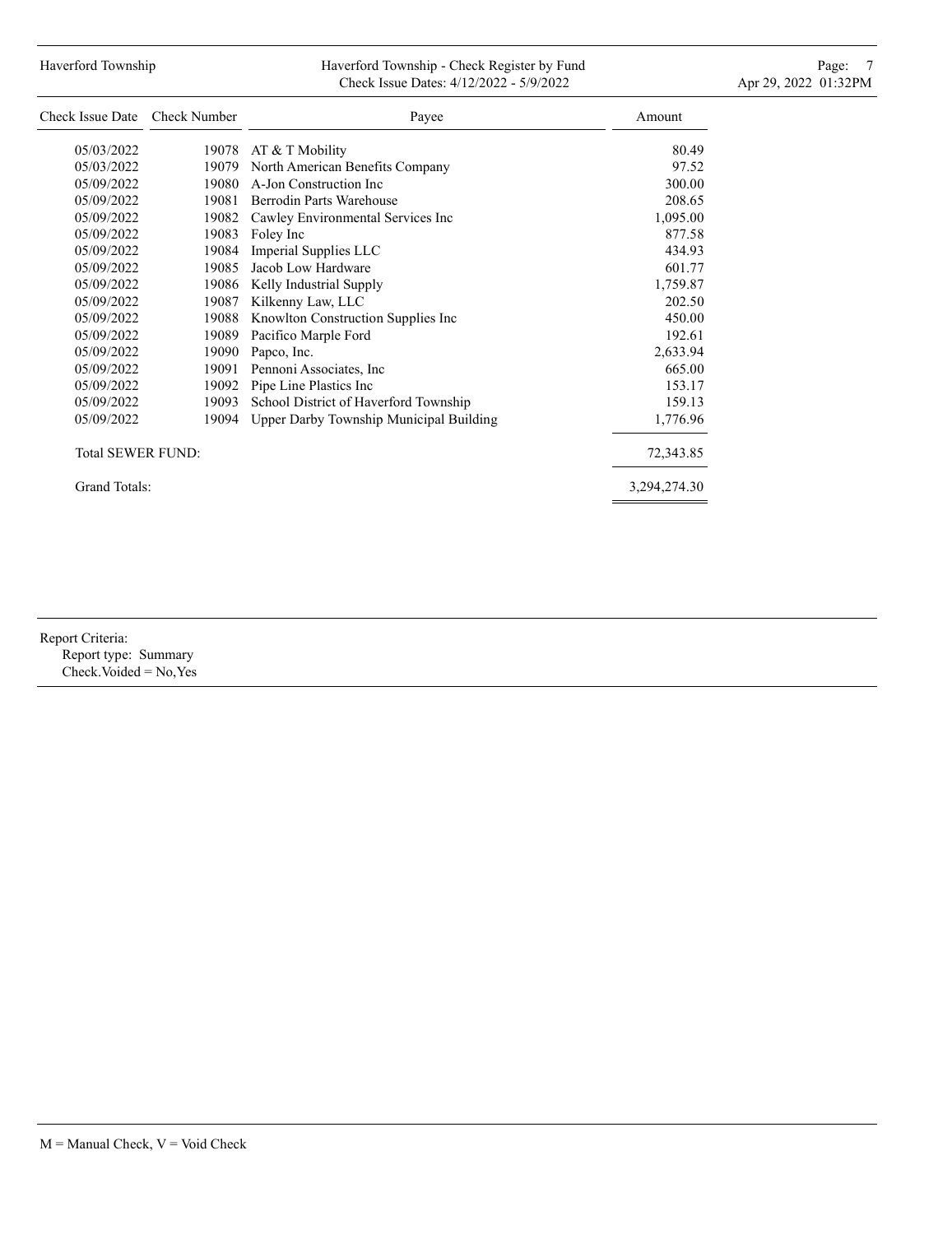| Check Issue Date | Check Number | Payee | Amount |
|---|---|---|---|
| 05/03/2022 | 19078 | AT & T Mobility | 80.49 |
| 05/03/2022 | 19079 | North American Benefits Company | 97.52 |
| 05/09/2022 | 19080 | A-Jon Construction Inc | 300.00 |
| 05/09/2022 | 19081 | Berrodin Parts Warehouse | 208.65 |
| 05/09/2022 | 19082 | Cawley Environmental Services Inc | 1,095.00 |
| 05/09/2022 | 19083 | Foley Inc | 877.58 |
| 05/09/2022 | 19084 | Imperial Supplies LLC | 434.93 |
| 05/09/2022 | 19085 | Jacob Low Hardware | 601.77 |
| 05/09/2022 | 19086 | Kelly Industrial Supply | 1,759.87 |
| 05/09/2022 | 19087 | Kilkenny Law, LLC | 202.50 |
| 05/09/2022 | 19088 | Knowlton Construction Supplies Inc | 450.00 |
| 05/09/2022 | 19089 | Pacifico Marple Ford | 192.61 |
| 05/09/2022 | 19090 | Papco, Inc. | 2,633.94 |
| 05/09/2022 | 19091 | Pennoni Associates, Inc | 665.00 |
| 05/09/2022 | 19092 | Pipe Line Plastics Inc | 153.17 |
| 05/09/2022 | 19093 | School District of Haverford Township | 159.13 |
| 05/09/2022 | 19094 | Upper Darby Township Municipal Building | 1,776.96 |
| Total SEWER FUND: | | | 72,343.85 |
| Grand Totals: | | | 3,294,274.30 |

Report Criteria:
Report type: Summary
Check.Voided = No,Yes

M = Manual Check, V = Void Check